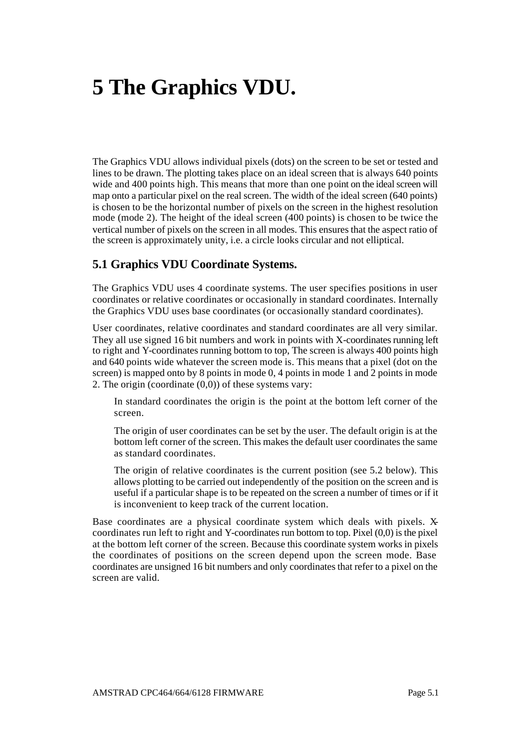# 5 The Graphics VDU.

The Graphics VDU allows individual pixels (dots) on the screen to be set or tested and lines to be drawn. The plotting takes place on an ideal screen that is always 640 points wide and 400 points high. This means that more than one point on the ideal screen will map onto a particular pixel on the real screen. The width of the ideal screen (640 points) is chosen to be the horizontal number of pixels on the screen in the highest resolution mode (mode 2). The height of the ideal screen (400 points) is chosen to be twice the vertical number of pixels on the screen in all modes. This ensures that the aspect ratio of the screen is approximately unity, i.e. a circle looks circular and not elliptical.

## 5.1 Graphics VDU Coordinate Systems.

The Graphics VDU uses 4 coordinate systems. The user specifies positions in user coordinates or relative coordinates or occasionally in standard coordinates. Internally the Graphics VDU uses base coordinates (or occasionally standard coordinates).

User coordinates, relative coordinates and standard coordinates are all very similar. They all use signed 16 bit numbers and work in points with X-coordinates running left to right and Y-coordinates running bottom to top, The screen is always 400 points high and 640 points wide whatever the screen mode is. This means that a pixel (dot on the screen) is mapped onto by 8 points in mode 0, 4 points in mode 1 and 2 points in mode 2. The origin (coordinate (0,0)) of these systems vary:

> In standard coordinates the origin is the point at the bottom left corner of the screen.
>
> The origin of user coordinates can be set by the user. The default origin is at the bottom left corner of the screen. This makes the default user coordinates the same as standard coordinates.
>
> The origin of relative coordinates is the current position (see 5.2 below). This allows plotting to be carried out independently of the position on the screen and is useful if a particular shape is to be repeated on the screen a number of times or if it is inconvenient to keep track of the current location.

Base coordinates are a physical coordinate system which deals with pixels. X-coordinates run left to right and Y-coordinates run bottom to top. Pixel (0,0) is the pixel at the bottom left corner of the screen. Because this coordinate system works in pixels the coordinates of positions on the screen depend upon the screen mode. Base coordinates are unsigned 16 bit numbers and only coordinates that refer to a pixel on the screen are valid.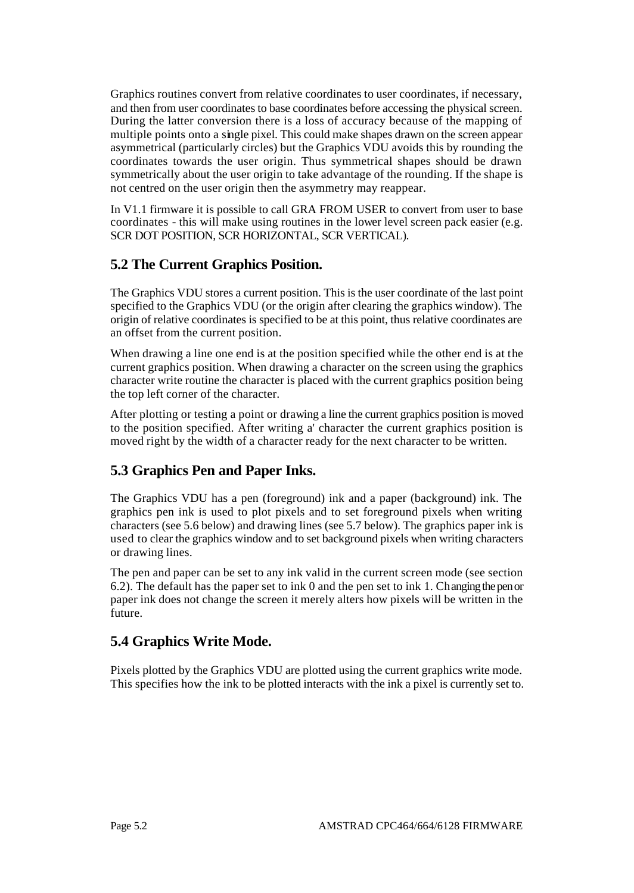Graphics routines convert from relative coordinates to user coordinates, if necessary, and then from user coordinates to base coordinates before accessing the physical screen. During the latter conversion there is a loss of accuracy because of the mapping of multiple points onto a single pixel. This could make shapes drawn on the screen appear asymmetrical (particularly circles) but the Graphics VDU avoids this by rounding the coordinates towards the user origin. Thus symmetrical shapes should be drawn symmetrically about the user origin to take advantage of the rounding. If the shape is not centred on the user origin then the asymmetry may reappear.

In V1.1 firmware it is possible to call GRA FROM USER to convert from user to base coordinates - this will make using routines in the lower level screen pack easier (e.g. SCR DOT POSITION, SCR HORIZONTAL, SCR VERTICAL).

## 5.2 The Current Graphics Position.

The Graphics VDU stores a current position. This is the user coordinate of the last point specified to the Graphics VDU (or the origin after clearing the graphics window). The origin of relative coordinates is specified to be at this point, thus relative coordinates are an offset from the current position.

When drawing a line one end is at the position specified while the other end is at the current graphics position. When drawing a character on the screen using the graphics character write routine the character is placed with the current graphics position being the top left corner of the character.

After plotting or testing a point or drawing a line the current graphics position is moved to the position specified. After writing a' character the current graphics position is moved right by the width of a character ready for the next character to be written.

## 5.3 Graphics Pen and Paper Inks.

The Graphics VDU has a pen (foreground) ink and a paper (background) ink. The graphics pen ink is used to plot pixels and to set foreground pixels when writing characters (see 5.6 below) and drawing lines (see 5.7 below). The graphics paper ink is used to clear the graphics window and to set background pixels when writing characters or drawing lines.

The pen and paper can be set to any ink valid in the current screen mode (see section 6.2). The default has the paper set to ink 0 and the pen set to ink 1. Changing the pen or paper ink does not change the screen it merely alters how pixels will be written in the future.

## 5.4 Graphics Write Mode.

Pixels plotted by the Graphics VDU are plotted using the current graphics write mode. This specifies how the ink to be plotted interacts with the ink a pixel is currently set to.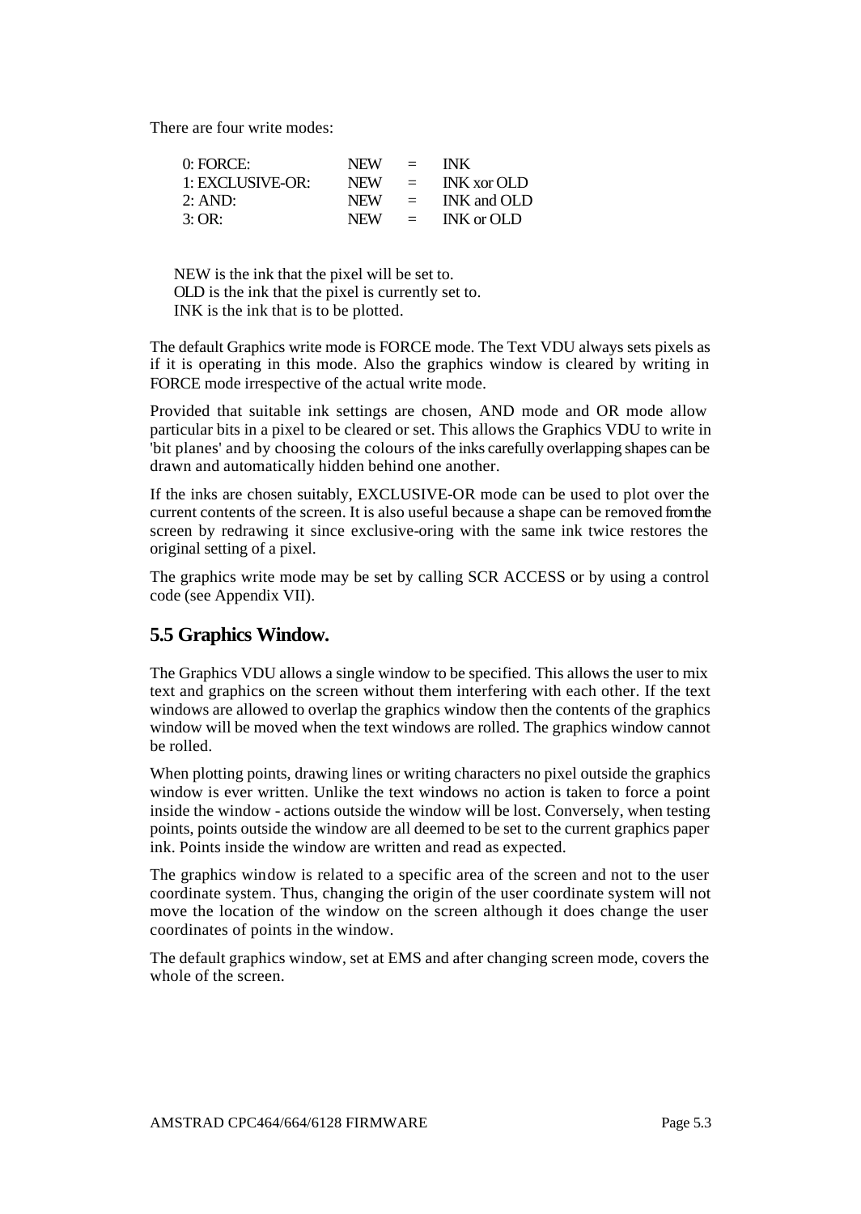There are four write modes:

| | | | |
|---|---|---|---|
| 0: FORCE: | NEW | = | INK |
| 1: EXCLUSIVE-OR: | NEW | = | INK xor OLD |
| 2: AND: | NEW | = | INK and OLD |
| 3: OR: | NEW | = | INK or OLD |

NEW is the ink that the pixel will be set to.
OLD is the ink that the pixel is currently set to.
INK is the ink that is to be plotted.

The default Graphics write mode is FORCE mode. The Text VDU always sets pixels as if it is operating in this mode. Also the graphics window is cleared by writing in FORCE mode irrespective of the actual write mode.

Provided that suitable ink settings are chosen, AND mode and OR mode allow particular bits in a pixel to be cleared or set. This allows the Graphics VDU to write in 'bit planes' and by choosing the colours of the inks carefully overlapping shapes can be drawn and automatically hidden behind one another.

If the inks are chosen suitably, EXCLUSIVE-OR mode can be used to plot over the current contents of the screen. It is also useful because a shape can be removed from the screen by redrawing it since exclusive-oring with the same ink twice restores the original setting of a pixel.

The graphics write mode may be set by calling SCR ACCESS or by using a control code (see Appendix VII).

## 5.5 Graphics Window.

The Graphics VDU allows a single window to be specified. This allows the user to mix text and graphics on the screen without them interfering with each other. If the text windows are allowed to overlap the graphics window then the contents of the graphics window will be moved when the text windows are rolled. The graphics window cannot be rolled.

When plotting points, drawing lines or writing characters no pixel outside the graphics window is ever written. Unlike the text windows no action is taken to force a point inside the window - actions outside the window will be lost. Conversely, when testing points, points outside the window are all deemed to be set to the current graphics paper ink. Points inside the window are written and read as expected.

The graphics window is related to a specific area of the screen and not to the user coordinate system. Thus, changing the origin of the user coordinate system will not move the location of the window on the screen although it does change the user coordinates of points in the window.

The default graphics window, set at EMS and after changing screen mode, covers the whole of the screen.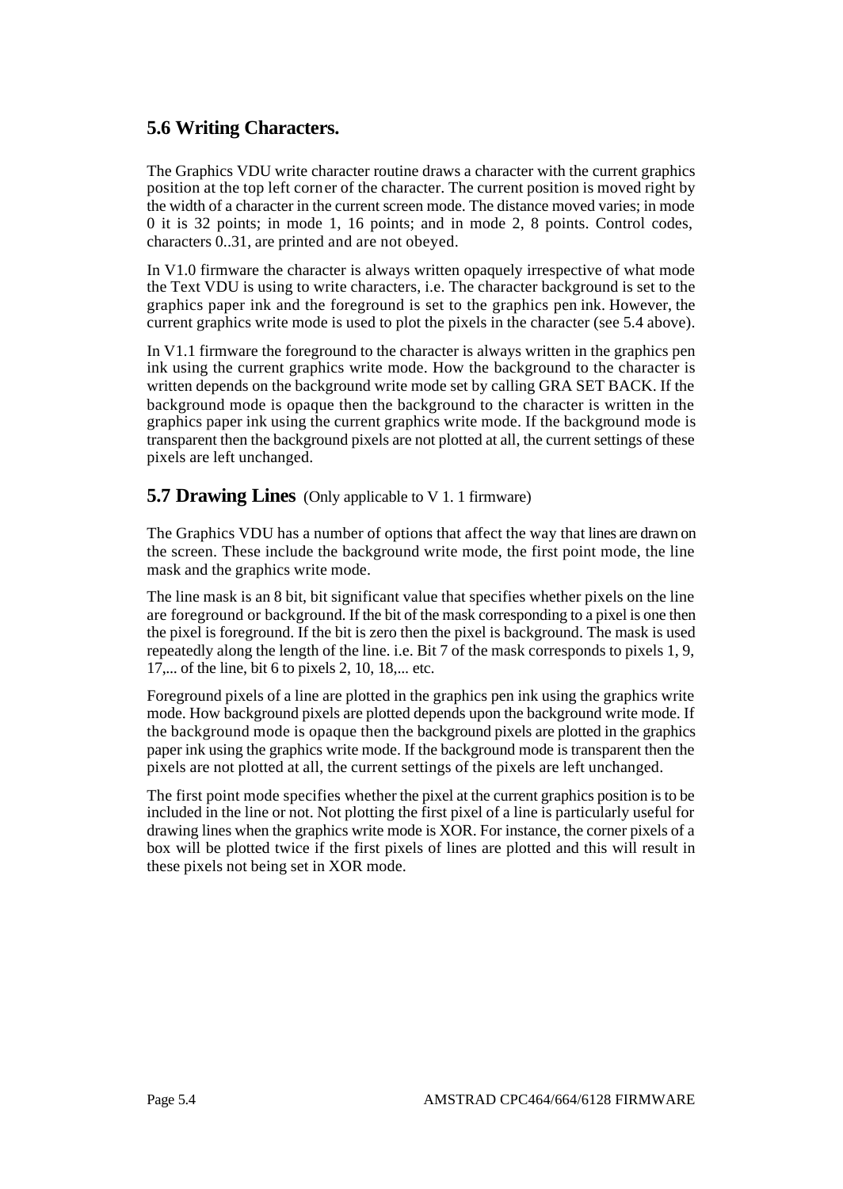## 5.6 Writing Characters.

The Graphics VDU write character routine draws a character with the current graphics position at the top left corner of the character. The current position is moved right by the width of a character in the current screen mode. The distance moved varies; in mode 0 it is 32 points; in mode 1, 16 points; and in mode 2, 8 points. Control codes, characters 0..31, are printed and are not obeyed.

In V1.0 firmware the character is always written opaquely irrespective of what mode the Text VDU is using to write characters, i.e. The character background is set to the graphics paper ink and the foreground is set to the graphics pen ink. However, the current graphics write mode is used to plot the pixels in the character (see 5.4 above).

In V1.1 firmware the foreground to the character is always written in the graphics pen ink using the current graphics write mode. How the background to the character is written depends on the background write mode set by calling GRA SET BACK. If the background mode is opaque then the background to the character is written in the graphics paper ink using the current graphics write mode. If the background mode is transparent then the background pixels are not plotted at all, the current settings of these pixels are left unchanged.

## 5.7 Drawing Lines (Only applicable to V 1. 1 firmware)

The Graphics VDU has a number of options that affect the way that lines are drawn on the screen. These include the background write mode, the first point mode, the line mask and the graphics write mode.

The line mask is an 8 bit, bit significant value that specifies whether pixels on the line are foreground or background. If the bit of the mask corresponding to a pixel is one then the pixel is foreground. If the bit is zero then the pixel is background. The mask is used repeatedly along the length of the line. i.e. Bit 7 of the mask corresponds to pixels 1, 9, 17,... of the line, bit 6 to pixels 2, 10, 18,... etc.

Foreground pixels of a line are plotted in the graphics pen ink using the graphics write mode. How background pixels are plotted depends upon the background write mode. If the background mode is opaque then the background pixels are plotted in the graphics paper ink using the graphics write mode. If the background mode is transparent then the pixels are not plotted at all, the current settings of the pixels are left unchanged.

The first point mode specifies whether the pixel at the current graphics position is to be included in the line or not. Not plotting the first pixel of a line is particularly useful for drawing lines when the graphics write mode is XOR. For instance, the corner pixels of a box will be plotted twice if the first pixels of lines are plotted and this will result in these pixels not being set in XOR mode.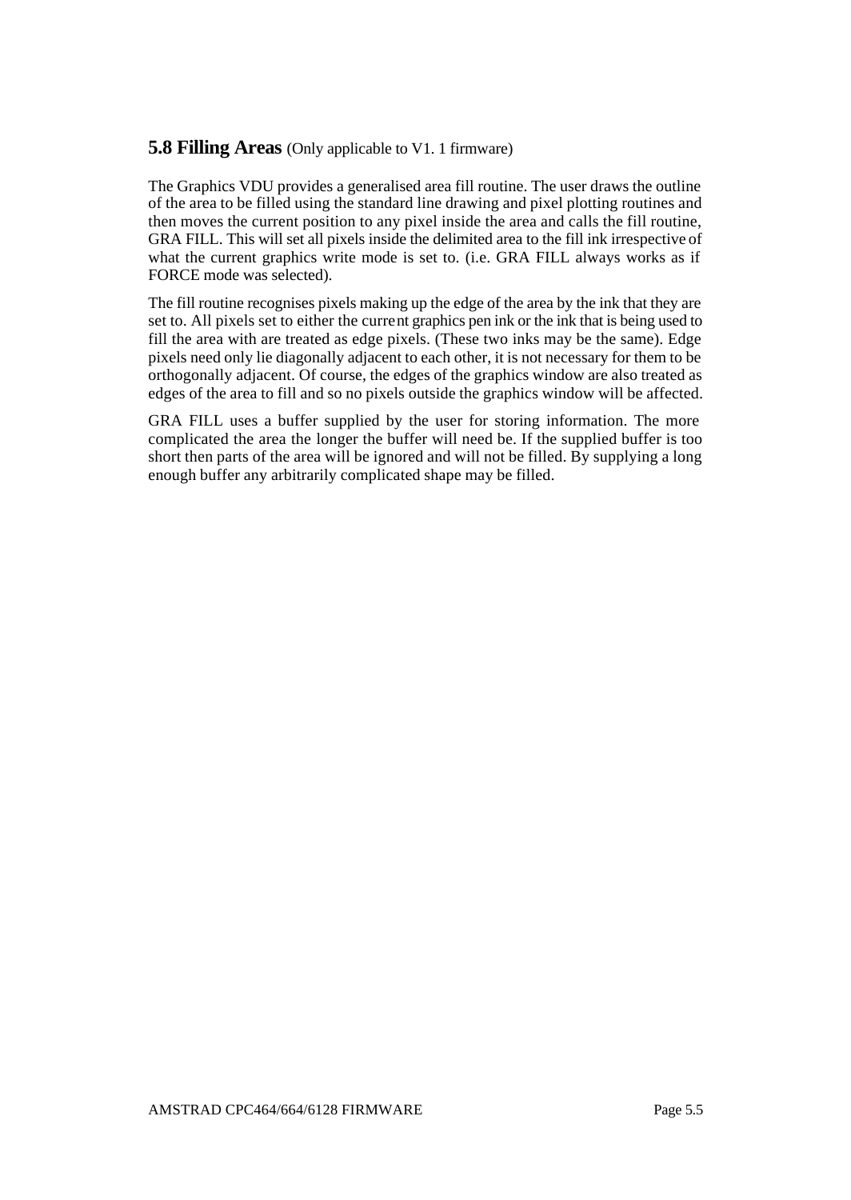## 5.8 Filling Areas (Only applicable to V1. 1 firmware)

The Graphics VDU provides a generalised area fill routine. The user draws the outline of the area to be filled using the standard line drawing and pixel plotting routines and then moves the current position to any pixel inside the area and calls the fill routine, GRA FILL. This will set all pixels inside the delimited area to the fill ink irrespective of what the current graphics write mode is set to. (i.e. GRA FILL always works as if FORCE mode was selected).

The fill routine recognises pixels making up the edge of the area by the ink that they are set to. All pixels set to either the current graphics pen ink or the ink that is being used to fill the area with are treated as edge pixels. (These two inks may be the same). Edge pixels need only lie diagonally adjacent to each other, it is not necessary for them to be orthogonally adjacent. Of course, the edges of the graphics window are also treated as edges of the area to fill and so no pixels outside the graphics window will be affected.

GRA FILL uses a buffer supplied by the user for storing information. The more complicated the area the longer the buffer will need be. If the supplied buffer is too short then parts of the area will be ignored and will not be filled. By supplying a long enough buffer any arbitrarily complicated shape may be filled.